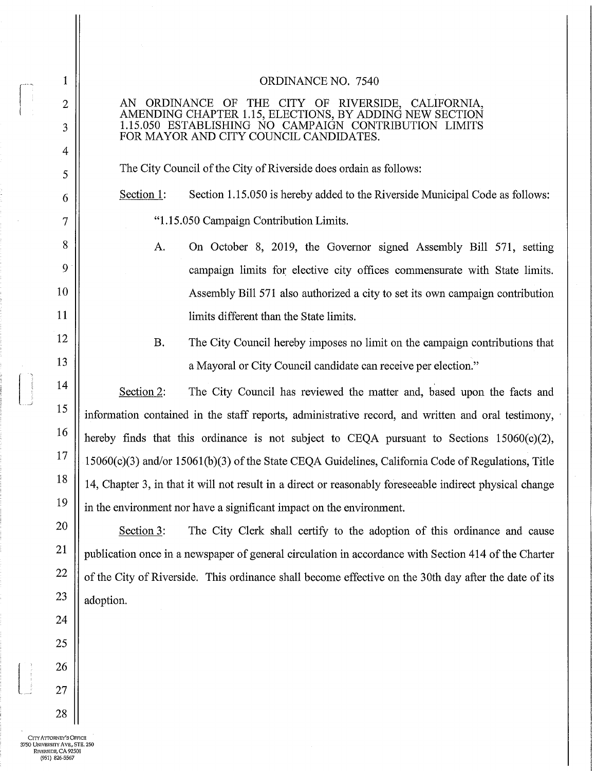# ORDINANCE NO. 7540

AN ORDINANCE OF THE CITY OF RIVERSIDE, CALIFORNIA, AMENDING CHAPTER 1.15, ELECTIONS, BY ADDING NEW SECTION 1.15.050 ESTABLISHING NO CAMPAIGN CONTRIBUTION LIMITS FOR MAYOR AND CITY COUNCIL CANDIDATES.

The City Council of the City of Riverside does ordain as follows:

Section 1: Section 1.15.050 is hereby added to the Riverside Municipal Code as follows:

"1.15.050 Campaign Contribution Limits.

A. On October 8, 2019, the Governor signed Assembly Bill 571, setting campaign limits for elective city offices commensurate with State limits. Assembly Bill 571 also authorized a city to set its own campaign contribution limits different than the State limits.

B. The City Council hereby imposes no limit on the campaign contributions that a Mayoral or City Council candidate can receive per election."

Section 2: The City Council has reviewed the matter and, based upon the facts and information contained in the staff reports, administrative record, and written and oral testimony, hereby finds that this ordinance is not subject to CEQA pursuant to Sections 15060(c)(2), 15060(c)(3) and/or 15061(b)(3) of the State CEQA Guidelines, California Code of Regulations, Title 14, Chapter 3, in that it will not result in a direct or reasonably foreseeable indirect physical change in the environment nor have a significant impact on the environment.

Section 3: The City Clerk shall certify to the adoption of this ordinance and cause publication once in a newspaper of general circulation in accordance with Section 414 of the Charter of the City of Riverside. This ordinance shall become effective on the 30th day after the date of its adoption.

CITY ATTORNEY'S OFFICE
3750 UNIVERSITY AVE., STE. 250
RIVERSIDE, CA 92501
(951) 826-5567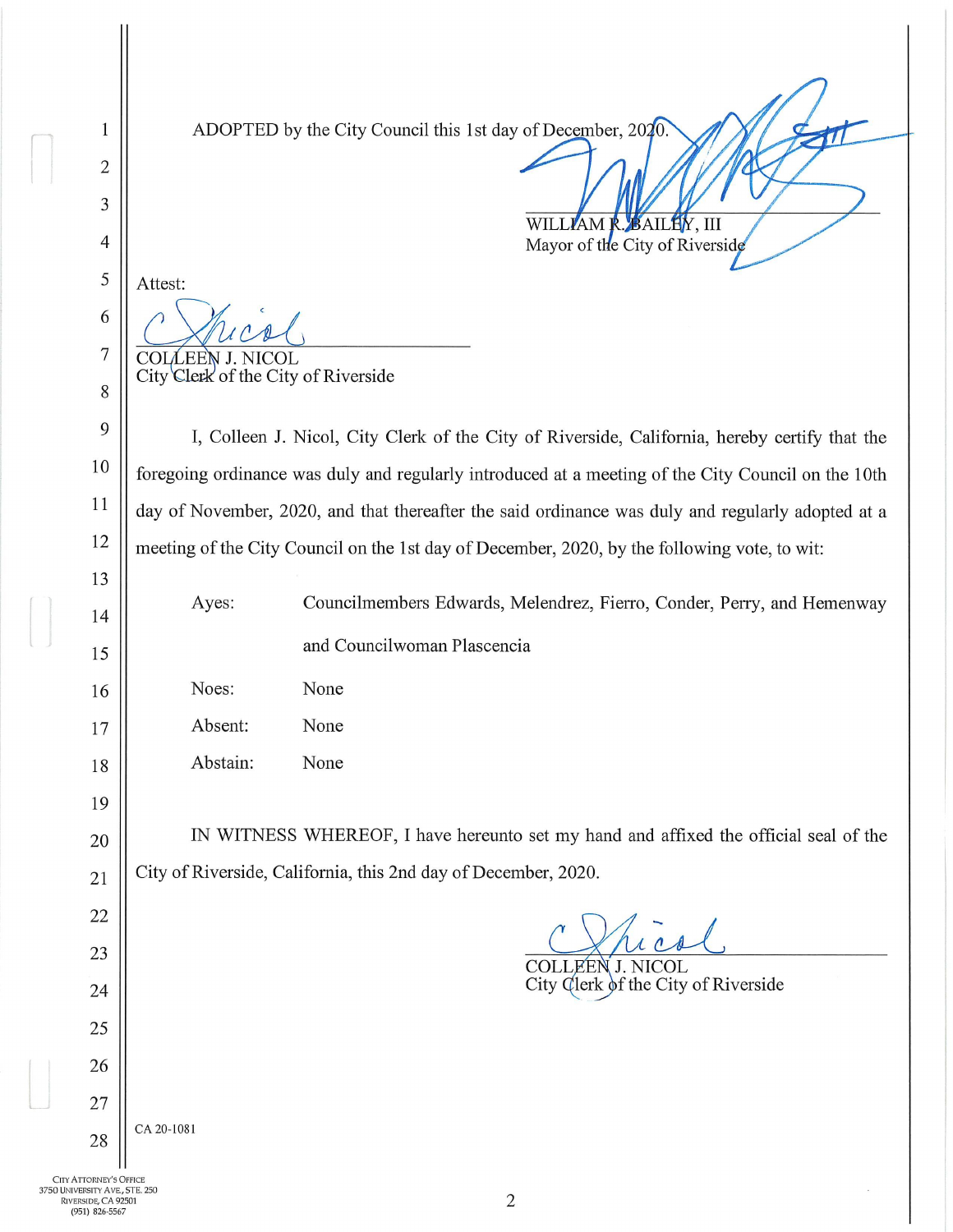ADOPTED by the City Council this 1st day of December, 2020.

WILLIAM R. BAILEY, III
Mayor of the City of Riverside

Attest:

COLLEEN J. NICOL
City Clerk of the City of Riverside

I, Colleen J. Nicol, City Clerk of the City of Riverside, California, hereby certify that the foregoing ordinance was duly and regularly introduced at a meeting of the City Council on the 10th day of November, 2020, and that thereafter the said ordinance was duly and regularly adopted at a meeting of the City Council on the 1st day of December, 2020, by the following vote, to wit:

| | |
|---|---|
| Ayes: | Councilmembers Edwards, Melendrez, Fierro, Conder, Perry, and Hemenway and Councilwoman Plascencia |
| Noes: | None |
| Absent: | None |
| Abstain: | None |

IN WITNESS WHEREOF, I have hereunto set my hand and affixed the official seal of the City of Riverside, California, this 2nd day of December, 2020.

COLLEEN J. NICOL
City Clerk of the City of Riverside

CA 20-1081

City Attorney's Office
3750 University Ave, Ste. 250
Riverside, CA 92501
(951) 826-5567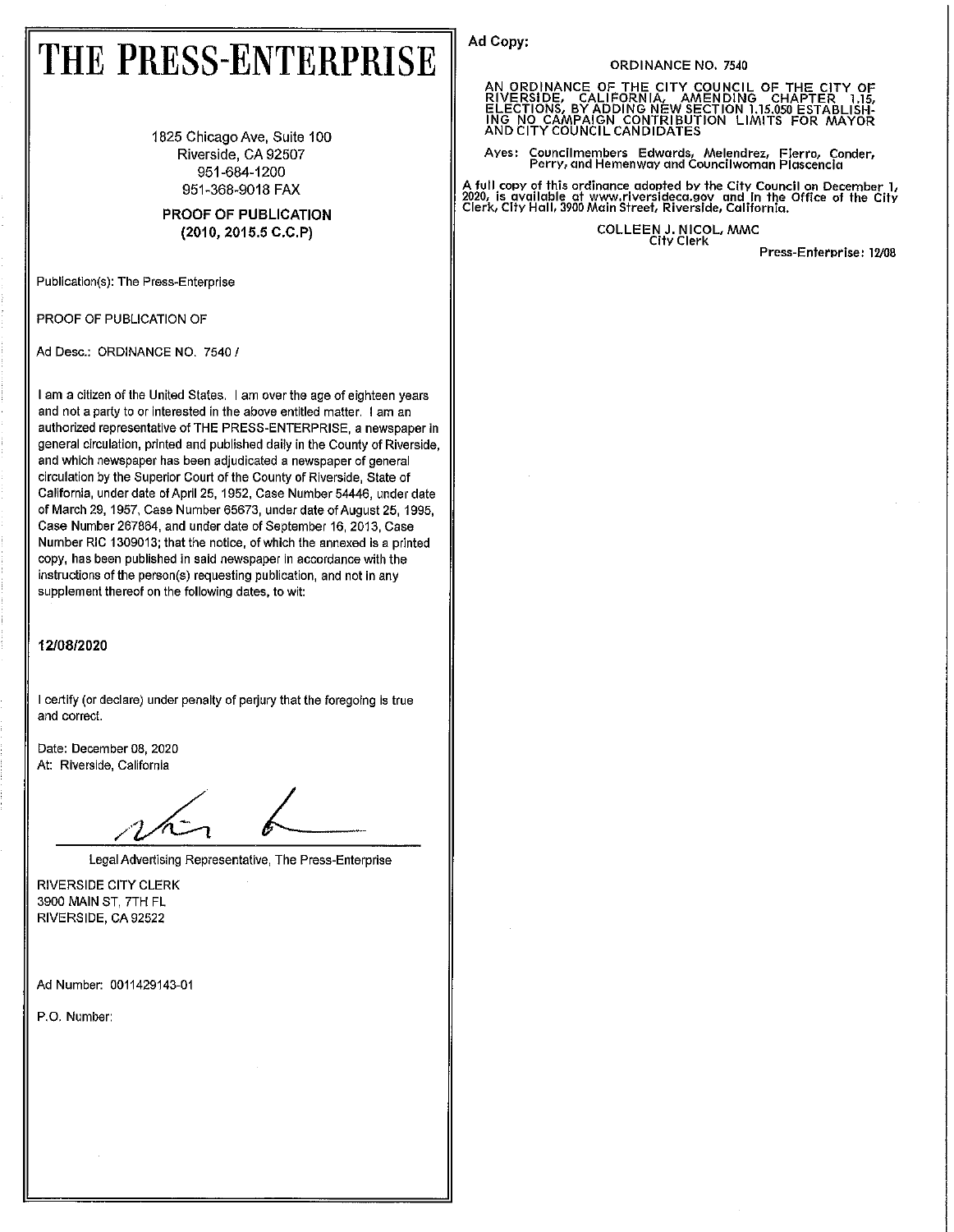# THE PRESS-ENTERPRISE

1825 Chicago Ave, Suite 100
Riverside, CA 92507
951-684-1200
951-368-9018 FAX

**PROOF OF PUBLICATION**
**(2010, 2015.5 C.C.P)**

Publication(s): The Press-Enterprise

PROOF OF PUBLICATION OF

Ad Desc.: ORDINANCE NO. 7540 /

I am a citizen of the United States. I am over the age of eighteen years and not a party to or interested in the above entitled matter. I am an authorized representative of THE PRESS-ENTERPRISE, a newspaper in general circulation, printed and published daily in the County of Riverside, and which newspaper has been adjudicated a newspaper of general circulation by the Superior Court of the County of Riverside, State of California, under date of April 25, 1952, Case Number 54446, under date of March 29, 1957, Case Number 65673, under date of August 25, 1995, Case Number 267864, and under date of September 16, 2013, Case Number RIC 1309013; that the notice, of which the annexed is a printed copy, has been published in said newspaper in accordance with the instructions of the person(s) requesting publication, and not in any supplement thereof on the following dates, to wit:

**12/08/2020**

I certify (or declare) under penalty of perjury that the foregoing is true and correct.

Date: December 08, 2020
At: Riverside, California

Legal Advertising Representative, The Press-Enterprise

RIVERSIDE CITY CLERK
3900 MAIN ST, 7TH FL
RIVERSIDE, CA 92522

Ad Number: 0011429143-01

P.O. Number:

**Ad Copy:**

ORDINANCE NO. 7540

AN ORDINANCE OF THE CITY COUNCIL OF THE CITY OF RIVERSIDE, CALIFORNIA, AMENDING CHAPTER 1.15, ELECTIONS, BY ADDING NEW SECTION 1.15.050 ESTABLISHING NO CAMPAIGN CONTRIBUTION LIMITS FOR MAYOR AND CITY COUNCIL CANDIDATES

Ayes: Councilmembers Edwards, Melendrez, Fierro, Conder, Perry, and Hemenway and Councilwoman Plascencia

A full copy of this ordinance adopted by the City Council on December 1, 2020, is available at www.riversideca.gov and in the Office of the City Clerk, City Hall, 3900 Main Street, Riverside, California.

COLLEEN J. NICOL, MMC
City Clerk

Press-Enterprise: 12/08